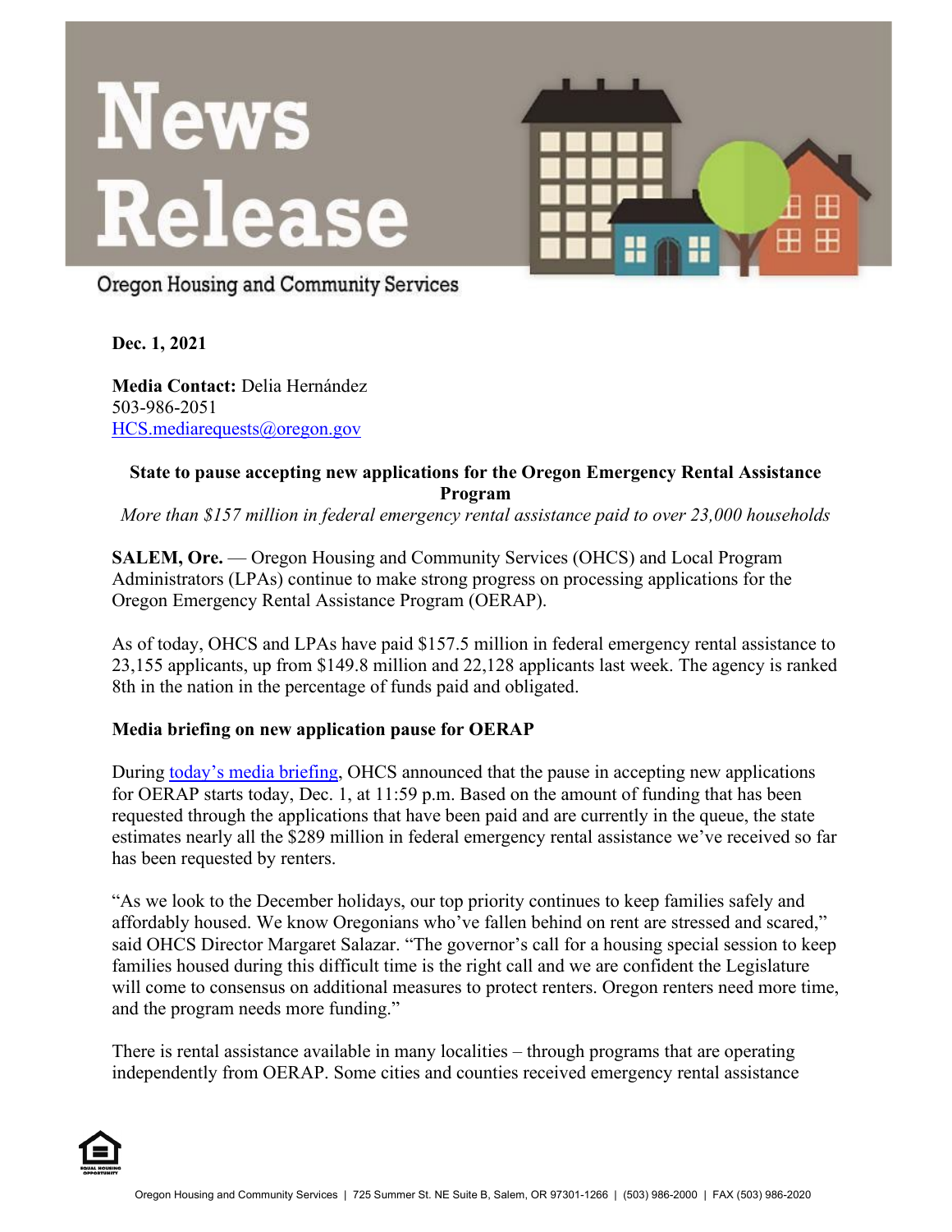# News Release

Oregon Housing and Community Services

**Dec. 1, 2021**

**Media Contact:** Delia Hernández
503-986-2051
HCS.mediarequests@oregon.gov

## State to pause accepting new applications for the Oregon Emergency Rental Assistance Program

*More than $157 million in federal emergency rental assistance paid to over 23,000 households*

**SALEM, Ore.** — Oregon Housing and Community Services (OHCS) and Local Program Administrators (LPAs) continue to make strong progress on processing applications for the Oregon Emergency Rental Assistance Program (OERAP).

As of today, OHCS and LPAs have paid $157.5 million in federal emergency rental assistance to 23,155 applicants, up from $149.8 million and 22,128 applicants last week. The agency is ranked 8th in the nation in the percentage of funds paid and obligated.

### Media briefing on new application pause for OERAP

During today's media briefing, OHCS announced that the pause in accepting new applications for OERAP starts today, Dec. 1, at 11:59 p.m. Based on the amount of funding that has been requested through the applications that have been paid and are currently in the queue, the state estimates nearly all the $289 million in federal emergency rental assistance we've received so far has been requested by renters.

"As we look to the December holidays, our top priority continues to keep families safely and affordably housed. We know Oregonians who've fallen behind on rent are stressed and scared," said OHCS Director Margaret Salazar. "The governor's call for a housing special session to keep families housed during this difficult time is the right call and we are confident the Legislature will come to consensus on additional measures to protect renters. Oregon renters need more time, and the program needs more funding."

There is rental assistance available in many localities – through programs that are operating independently from OERAP. Some cities and counties received emergency rental assistance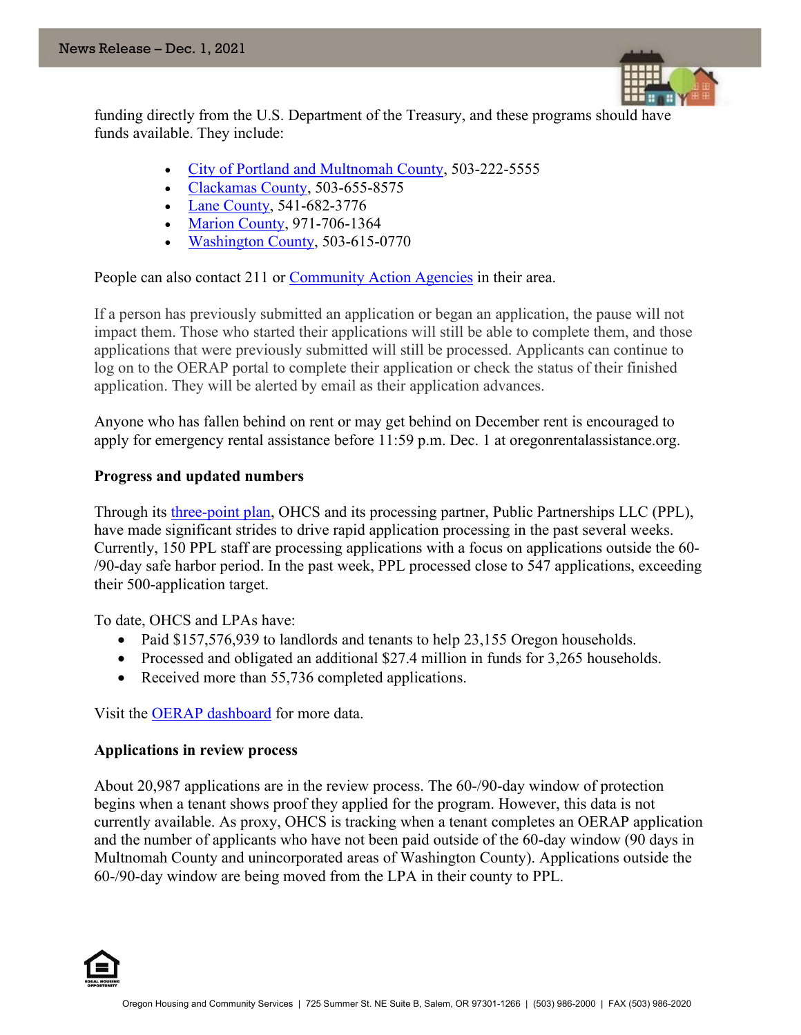funding directly from the U.S. Department of the Treasury, and these programs should have funds available. They include:

- City of Portland and Multnomah County, 503-222-5555
- Clackamas County, 503-655-8575
- Lane County, 541-682-3776
- Marion County, 971-706-1364
- Washington County, 503-615-0770

People can also contact 211 or Community Action Agencies in their area.

If a person has previously submitted an application or began an application, the pause will not impact them. Those who started their applications will still be able to complete them, and those applications that were previously submitted will still be processed. Applicants can continue to log on to the OERAP portal to complete their application or check the status of their finished application. They will be alerted by email as their application advances.

Anyone who has fallen behind on rent or may get behind on December rent is encouraged to apply for emergency rental assistance before 11:59 p.m. Dec. 1 at oregonrentalassistance.org.

**Progress and updated numbers**

Through its three-point plan, OHCS and its processing partner, Public Partnerships LLC (PPL), have made significant strides to drive rapid application processing in the past several weeks. Currently, 150 PPL staff are processing applications with a focus on applications outside the 60-/90-day safe harbor period. In the past week, PPL processed close to 547 applications, exceeding their 500-application target.

To date, OHCS and LPAs have:

- Paid $157,576,939 to landlords and tenants to help 23,155 Oregon households.
- Processed and obligated an additional $27.4 million in funds for 3,265 households.
- Received more than 55,736 completed applications.

Visit the OERAP dashboard for more data.

**Applications in review process**

About 20,987 applications are in the review process. The 60-/90-day window of protection begins when a tenant shows proof they applied for the program. However, this data is not currently available. As proxy, OHCS is tracking when a tenant completes an OERAP application and the number of applicants who have not been paid outside of the 60-day window (90 days in Multnomah County and unincorporated areas of Washington County). Applications outside the 60-/90-day window are being moved from the LPA in their county to PPL.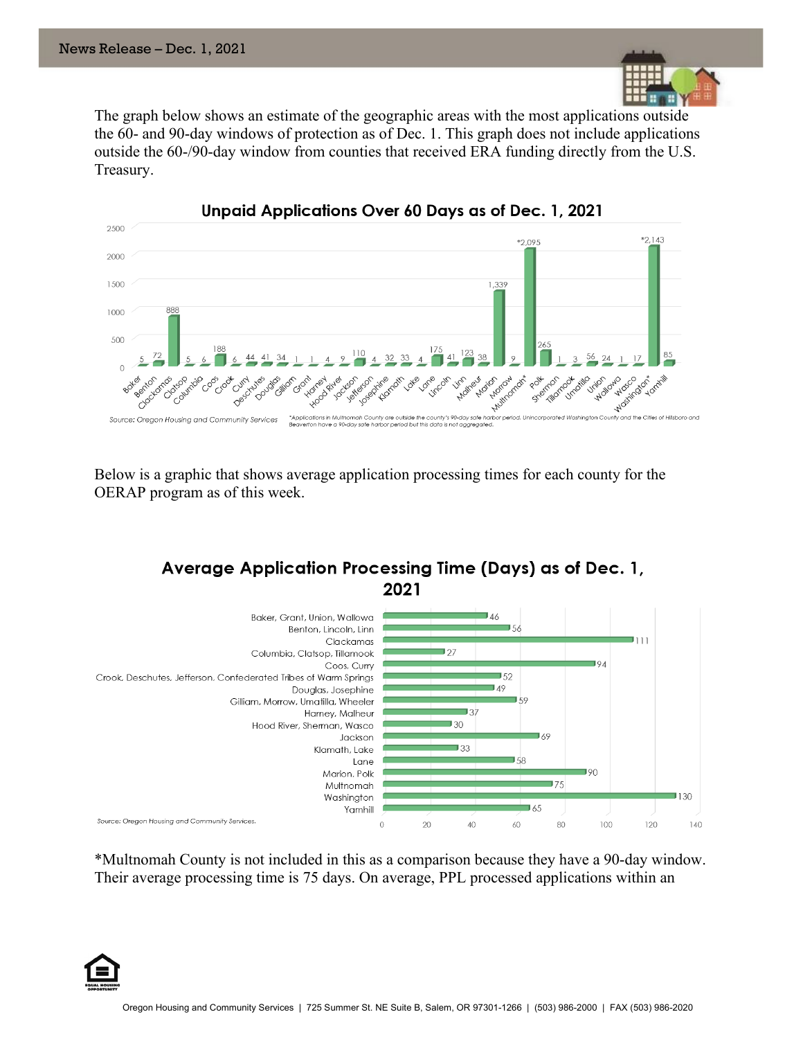The graph below shows an estimate of the geographic areas with the most applications outside the 60- and 90-day windows of protection as of Dec. 1. This graph does not include applications outside the 60-/90-day window from counties that received ERA funding directly from the U.S. Treasury.

**Unpaid Applications Over 60 Days as of Dec. 1, 2021**

| County | Applications |
|---|---|
| Baker | 5 |
| Benton | 72 |
| Clackamas | 888 |
| Clatsop | 5 |
| Columbia | 6 |
| Coos | 188 |
| Crook | 6 |
| Curry | 44 |
| Deschutes | 41 |
| Douglas | 34 |
| Gilliam | 1 |
| Grant | 1 |
| Harney | 4 |
| Hood River | 9 |
| Jackson | 110 |
| Jefferson | 4 |
| Josephine | 32 |
| Klamath | 33 |
| Lake | 4 |
| Lane | 175 |
| Lincoln | 41 |
| Linn | 123 |
| Malheur | 38 |
| Marion | 1,339 |
| Morrow | 9 |
| Multnomah* | *2,095 |
| Polk | 265 |
| Sherman | 1 |
| Tillamook | 3 |
| Umatilla | 56 |
| Union | 24 |
| Wallowa | 1 |
| Wasco | 17 |
| Washington* | *2,143 |
| Yamhill | 85 |

Source: Oregon Housing and Community Services

*Applications in Multnomah County are outside the county's 90-day safe harbor period. Unincorporated Washington County and the Cities of Hillsboro and Beaverton have a 90-day safe harbor period but this data is not aggregated.

Below is a graphic that shows average application processing times for each county for the OERAP program as of this week.

**Average Application Processing Time (Days) as of Dec. 1, 2021**

| Area | Days |
|---|---|
| Baker, Grant, Union, Wallowa | 46 |
| Benton, Lincoln, Linn | 56 |
| Clackamas | 111 |
| Columbia, Clatsop, Tillamook | 27 |
| Coos, Curry | 94 |
| Crook, Deschutes, Jefferson, Confederated Tribes of Warm Springs | 52 |
| Douglas, Josephine | 49 |
| Gilliam, Morrow, Umatilla, Wheeler | 59 |
| Harney, Malheur | 37 |
| Hood River, Sherman, Wasco | 30 |
| Jackson | 69 |
| Klamath, Lake | 33 |
| Lane | 58 |
| Marion, Polk | 90 |
| Multnomah | 75 |
| Washington | 130 |
| Yamhill | 65 |

Source: Oregon Housing and Community Services.

*Multnomah County is not included in this as a comparison because they have a 90-day window. Their average processing time is 75 days. On average, PPL processed applications within an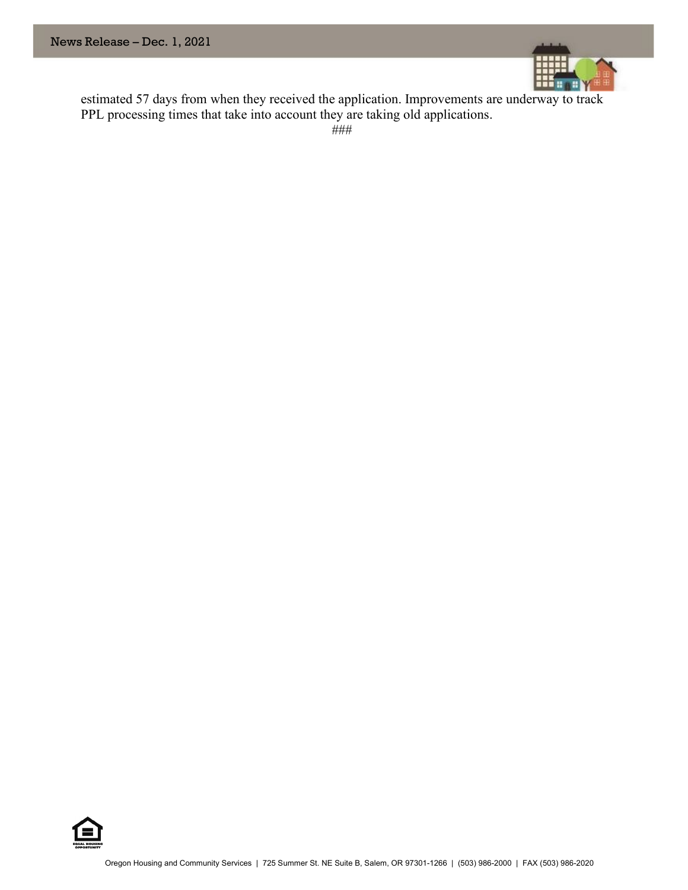estimated 57 days from when they received the application. Improvements are underway to track PPL processing times that take into account they are taking old applications.

###